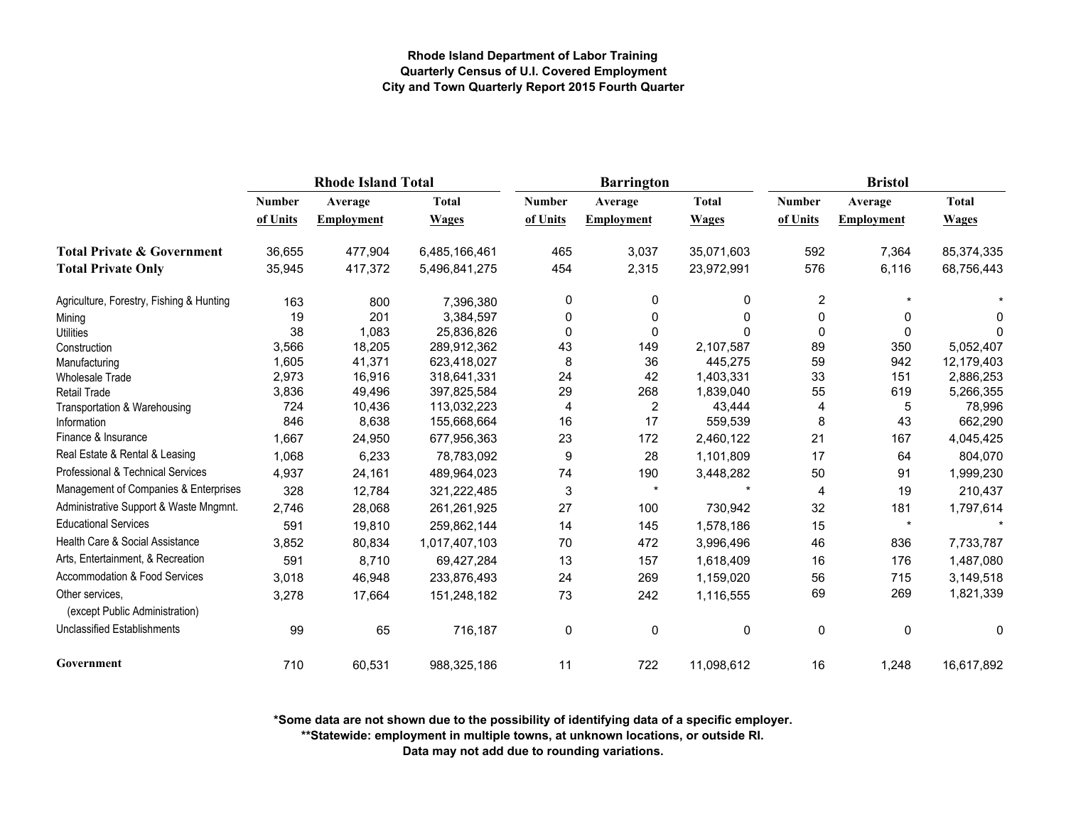**Rhode Island Department of Labor Training**
**Quarterly Census of U.I. Covered Employment**
**City and Town Quarterly Report 2015 Fourth Quarter**

| | Rhode Island Total | | | Barrington | | | Bristol | | |
|---|---|---|---|---|---|---|---|---|---|
| | Number of Units | Average Employment | Total Wages | Number of Units | Average Employment | Total Wages | Number of Units | Average Employment | Total Wages |
| **Total Private & Government** | 36,655 | 477,904 | 6,485,166,461 | 465 | 3,037 | 35,071,603 | 592 | 7,364 | 85,374,335 |
| **Total Private Only** | 35,945 | 417,372 | 5,496,841,275 | 454 | 2,315 | 23,972,991 | 576 | 6,116 | 68,756,443 |
| Agriculture, Forestry, Fishing & Hunting | 163 | 800 | 7,396,380 | 0 | 0 | 0 | 2 | * | * |
| Mining | 19 | 201 | 3,384,597 | 0 | 0 | 0 | 0 | 0 | 0 |
| Utilities | 38 | 1,083 | 25,836,826 | 0 | 0 | 0 | 0 | 0 | 0 |
| Construction | 3,566 | 18,205 | 289,912,362 | 43 | 149 | 2,107,587 | 89 | 350 | 5,052,407 |
| Manufacturing | 1,605 | 41,371 | 623,418,027 | 8 | 36 | 445,275 | 59 | 942 | 12,179,403 |
| Wholesale Trade | 2,973 | 16,916 | 318,641,331 | 24 | 42 | 1,403,331 | 33 | 151 | 2,886,253 |
| Retail Trade | 3,836 | 49,496 | 397,825,584 | 29 | 268 | 1,839,040 | 55 | 619 | 5,266,355 |
| Transportation & Warehousing | 724 | 10,436 | 113,032,223 | 4 | 2 | 43,444 | 4 | 5 | 78,996 |
| Information | 846 | 8,638 | 155,668,664 | 16 | 17 | 559,539 | 8 | 43 | 662,290 |
| Finance & Insurance | 1,667 | 24,950 | 677,956,363 | 23 | 172 | 2,460,122 | 21 | 167 | 4,045,425 |
| Real Estate & Rental & Leasing | 1,068 | 6,233 | 78,783,092 | 9 | 28 | 1,101,809 | 17 | 64 | 804,070 |
| Professional & Technical Services | 4,937 | 24,161 | 489,964,023 | 74 | 190 | 3,448,282 | 50 | 91 | 1,999,230 |
| Management of Companies & Enterprises | 328 | 12,784 | 321,222,485 | 3 | * | * | 4 | 19 | 210,437 |
| Administrative Support & Waste Mngmnt. | 2,746 | 28,068 | 261,261,925 | 27 | 100 | 730,942 | 32 | 181 | 1,797,614 |
| Educational Services | 591 | 19,810 | 259,862,144 | 14 | 145 | 1,578,186 | 15 | * | * |
| Health Care & Social Assistance | 3,852 | 80,834 | 1,017,407,103 | 70 | 472 | 3,996,496 | 46 | 836 | 7,733,787 |
| Arts, Entertainment, & Recreation | 591 | 8,710 | 69,427,284 | 13 | 157 | 1,618,409 | 16 | 176 | 1,487,080 |
| Accommodation & Food Services | 3,018 | 46,948 | 233,876,493 | 24 | 269 | 1,159,020 | 56 | 715 | 3,149,518 |
| Other services, (except Public Administration) | 3,278 | 17,664 | 151,248,182 | 73 | 242 | 1,116,555 | 69 | 269 | 1,821,339 |
| Unclassified Establishments | 99 | 65 | 716,187 | 0 | 0 | 0 | 0 | 0 | 0 |
| **Government** | 710 | 60,531 | 988,325,186 | 11 | 722 | 11,098,612 | 16 | 1,248 | 16,617,892 |

**\*Some data are not shown due to the possibility of identifying data of a specific employer.**
**\*\*Statewide: employment in multiple towns, at unknown locations, or outside RI.**
**Data may not add due to rounding variations.**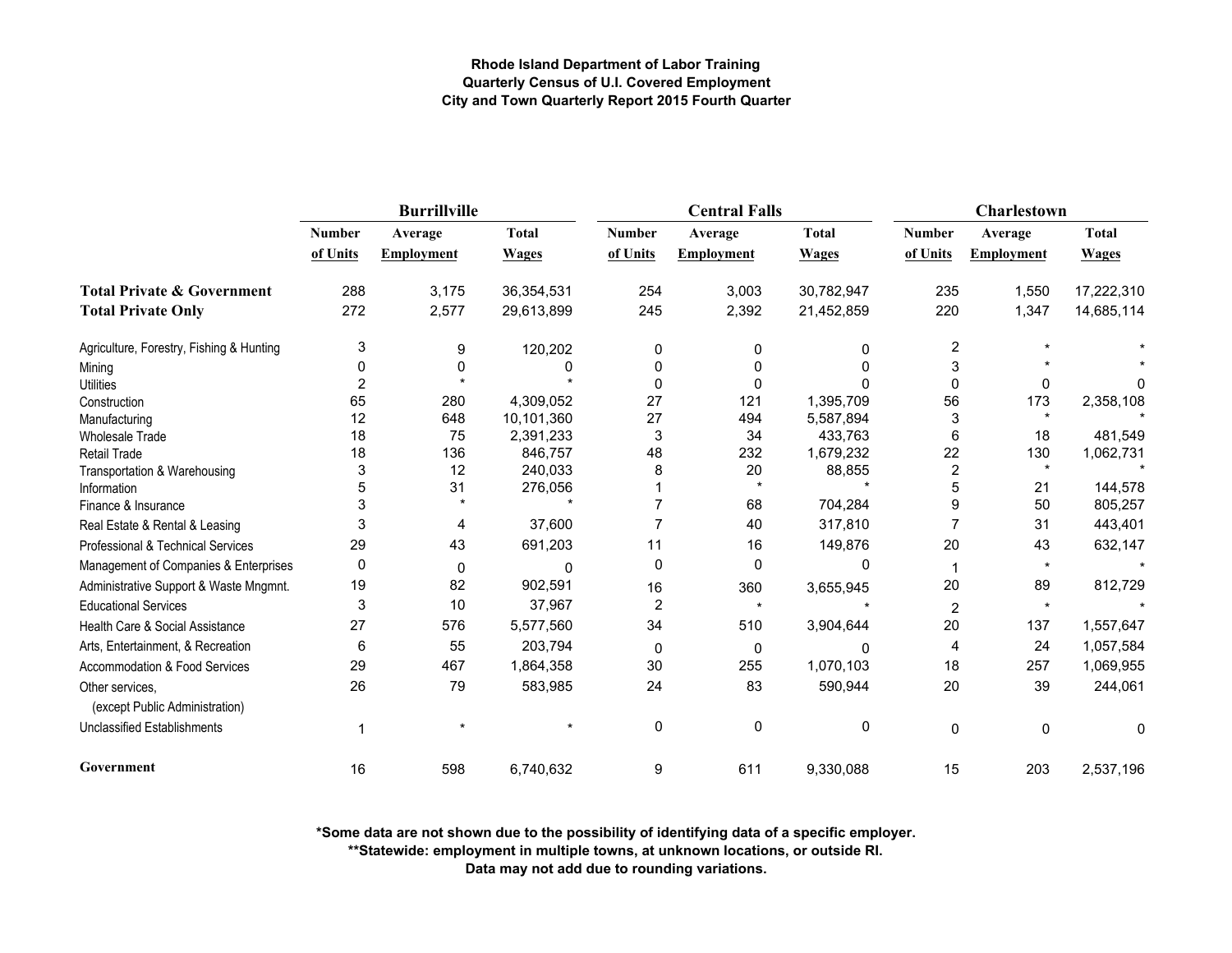**Rhode Island Department of Labor Training**
**Quarterly Census of U.I. Covered Employment**
**City and Town Quarterly Report 2015 Fourth Quarter**

| | Burrillville | | | Central Falls | | | Charlestown | | |
|---|---|---|---|---|---|---|---|---|---|
| | Number of Units | Average Employment | Total Wages | Number of Units | Average Employment | Total Wages | Number of Units | Average Employment | Total Wages |
| **Total Private & Government** | 288 | 3,175 | 36,354,531 | 254 | 3,003 | 30,782,947 | 235 | 1,550 | 17,222,310 |
| **Total Private Only** | 272 | 2,577 | 29,613,899 | 245 | 2,392 | 21,452,859 | 220 | 1,347 | 14,685,114 |
| Agriculture, Forestry, Fishing & Hunting | 3 | 9 | 120,202 | 0 | 0 | 0 | 2 | * | * |
| Mining | 0 | 0 | 0 | 0 | 0 | 0 | 3 | * | * |
| Utilities | 2 | * | * | 0 | 0 | 0 | 0 | 0 | 0 |
| Construction | 65 | 280 | 4,309,052 | 27 | 121 | 1,395,709 | 56 | 173 | 2,358,108 |
| Manufacturing | 12 | 648 | 10,101,360 | 27 | 494 | 5,587,894 | 3 | * | * |
| Wholesale Trade | 18 | 75 | 2,391,233 | 3 | 34 | 433,763 | 6 | 18 | 481,549 |
| Retail Trade | 18 | 136 | 846,757 | 48 | 232 | 1,679,232 | 22 | 130 | 1,062,731 |
| Transportation & Warehousing | 3 | 12 | 240,033 | 8 | 20 | 88,855 | 2 | * | * |
| Information | 5 | 31 | 276,056 | 1 | * | * | 5 | 21 | 144,578 |
| Finance & Insurance | 3 | * | * | 7 | 68 | 704,284 | 9 | 50 | 805,257 |
| Real Estate & Rental & Leasing | 3 | 4 | 37,600 | 7 | 40 | 317,810 | 7 | 31 | 443,401 |
| Professional & Technical Services | 29 | 43 | 691,203 | 11 | 16 | 149,876 | 20 | 43 | 632,147 |
| Management of Companies & Enterprises | 0 | 0 | 0 | 0 | 0 | 0 | 1 | * | * |
| Administrative Support & Waste Mngmnt. | 19 | 82 | 902,591 | 16 | 360 | 3,655,945 | 20 | 89 | 812,729 |
| Educational Services | 3 | 10 | 37,967 | 2 | * | * | 2 | * | * |
| Health Care & Social Assistance | 27 | 576 | 5,577,560 | 34 | 510 | 3,904,644 | 20 | 137 | 1,557,647 |
| Arts, Entertainment, & Recreation | 6 | 55 | 203,794 | 0 | 0 | 0 | 4 | 24 | 1,057,584 |
| Accommodation & Food Services | 29 | 467 | 1,864,358 | 30 | 255 | 1,070,103 | 18 | 257 | 1,069,955 |
| Other services, (except Public Administration) | 26 | 79 | 583,985 | 24 | 83 | 590,944 | 20 | 39 | 244,061 |
| Unclassified Establishments | 1 | * | * | 0 | 0 | 0 | 0 | 0 | 0 |
| **Government** | 16 | 598 | 6,740,632 | 9 | 611 | 9,330,088 | 15 | 203 | 2,537,196 |

**\*Some data are not shown due to the possibility of identifying data of a specific employer.**
**\*\*Statewide: employment in multiple towns, at unknown locations, or outside RI.**
**Data may not add due to rounding variations.**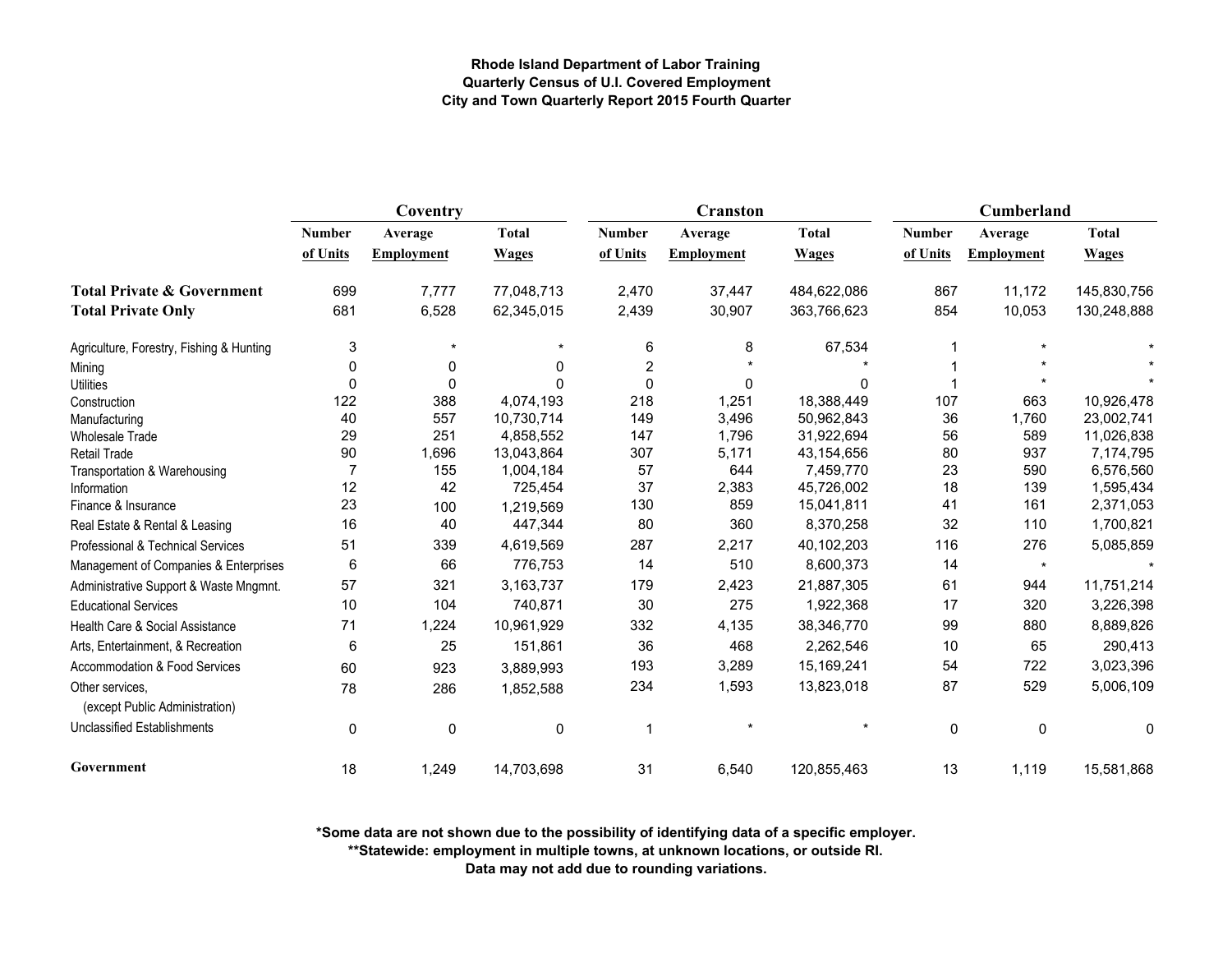**Rhode Island Department of Labor Training**
**Quarterly Census of U.I. Covered Employment**
**City and Town Quarterly Report 2015 Fourth Quarter**

| | Coventry | | | Cranston | | | Cumberland | | |
|---|---|---|---|---|---|---|---|---|---|
| | Number of Units | Average Employment | Total Wages | Number of Units | Average Employment | Total Wages | Number of Units | Average Employment | Total Wages |
| **Total Private & Government** | 699 | 7,777 | 77,048,713 | 2,470 | 37,447 | 484,622,086 | 867 | 11,172 | 145,830,756 |
| **Total Private Only** | 681 | 6,528 | 62,345,015 | 2,439 | 30,907 | 363,766,623 | 854 | 10,053 | 130,248,888 |
| Agriculture, Forestry, Fishing & Hunting | 3 | * | * | 6 | 8 | 67,534 | 1 | * | * |
| Mining | 0 | 0 | 0 | 2 | * | * | 1 | * | * |
| Utilities | 0 | 0 | 0 | 0 | 0 | 0 | 1 | * | * |
| Construction | 122 | 388 | 4,074,193 | 218 | 1,251 | 18,388,449 | 107 | 663 | 10,926,478 |
| Manufacturing | 40 | 557 | 10,730,714 | 149 | 3,496 | 50,962,843 | 36 | 1,760 | 23,002,741 |
| Wholesale Trade | 29 | 251 | 4,858,552 | 147 | 1,796 | 31,922,694 | 56 | 589 | 11,026,838 |
| Retail Trade | 90 | 1,696 | 13,043,864 | 307 | 5,171 | 43,154,656 | 80 | 937 | 7,174,795 |
| Transportation & Warehousing | 7 | 155 | 1,004,184 | 57 | 644 | 7,459,770 | 23 | 590 | 6,576,560 |
| Information | 12 | 42 | 725,454 | 37 | 2,383 | 45,726,002 | 18 | 139 | 1,595,434 |
| Finance & Insurance | 23 | 100 | 1,219,569 | 130 | 859 | 15,041,811 | 41 | 161 | 2,371,053 |
| Real Estate & Rental & Leasing | 16 | 40 | 447,344 | 80 | 360 | 8,370,258 | 32 | 110 | 1,700,821 |
| Professional & Technical Services | 51 | 339 | 4,619,569 | 287 | 2,217 | 40,102,203 | 116 | 276 | 5,085,859 |
| Management of Companies & Enterprises | 6 | 66 | 776,753 | 14 | 510 | 8,600,373 | 14 | * | * |
| Administrative Support & Waste Mngmnt. | 57 | 321 | 3,163,737 | 179 | 2,423 | 21,887,305 | 61 | 944 | 11,751,214 |
| Educational Services | 10 | 104 | 740,871 | 30 | 275 | 1,922,368 | 17 | 320 | 3,226,398 |
| Health Care & Social Assistance | 71 | 1,224 | 10,961,929 | 332 | 4,135 | 38,346,770 | 99 | 880 | 8,889,826 |
| Arts, Entertainment, & Recreation | 6 | 25 | 151,861 | 36 | 468 | 2,262,546 | 10 | 65 | 290,413 |
| Accommodation & Food Services | 60 | 923 | 3,889,993 | 193 | 3,289 | 15,169,241 | 54 | 722 | 3,023,396 |
| Other services, (except Public Administration) | 78 | 286 | 1,852,588 | 234 | 1,593 | 13,823,018 | 87 | 529 | 5,006,109 |
| Unclassified Establishments | 0 | 0 | 0 | 1 | * | * | 0 | 0 | 0 |
| **Government** | 18 | 1,249 | 14,703,698 | 31 | 6,540 | 120,855,463 | 13 | 1,119 | 15,581,868 |

**\*Some data are not shown due to the possibility of identifying data of a specific employer.**
**\*\*Statewide: employment in multiple towns, at unknown locations, or outside RI.**
**Data may not add due to rounding variations.**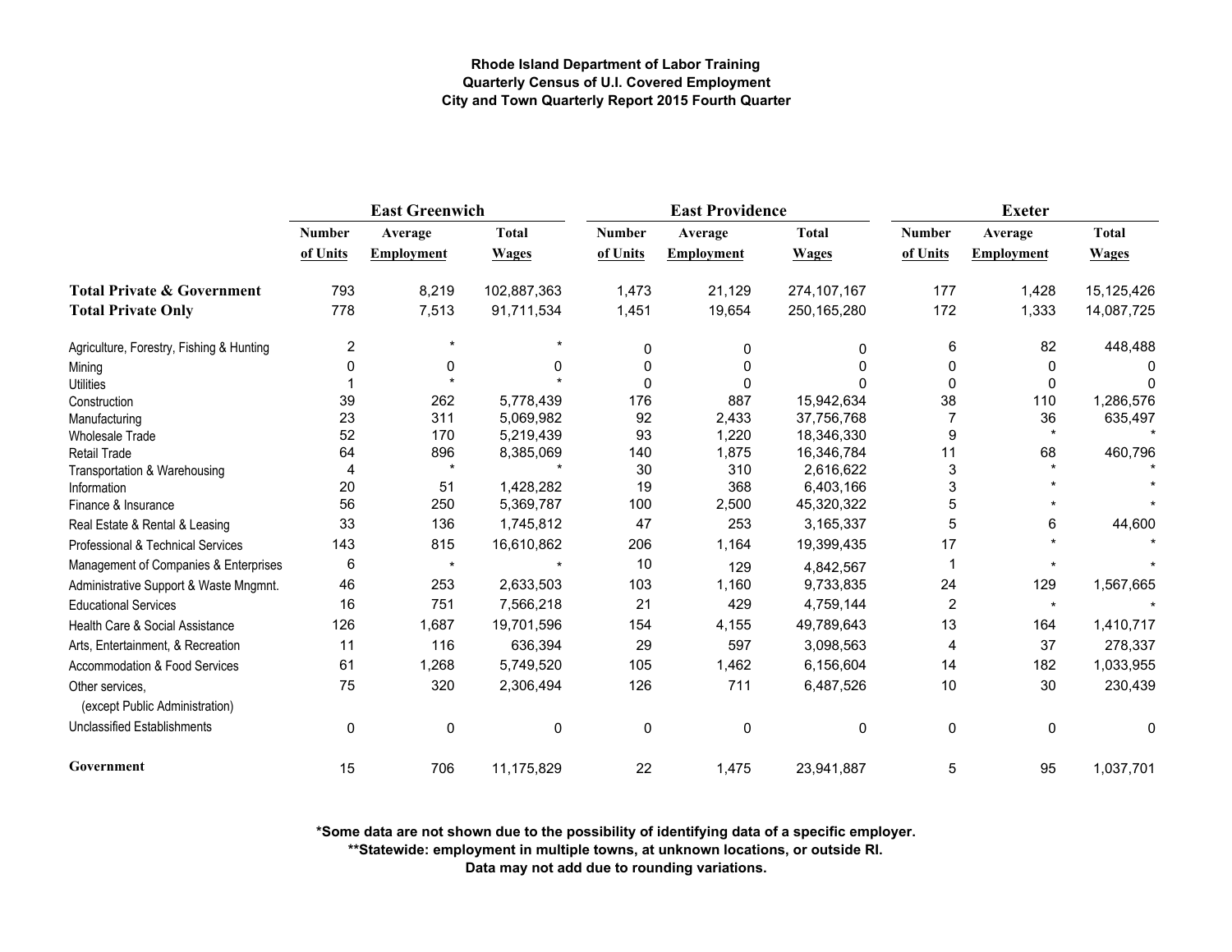**Rhode Island Department of Labor Training**
**Quarterly Census of U.I. Covered Employment**
**City and Town Quarterly Report 2015 Fourth Quarter**

| | East Greenwich | | | East Providence | | | Exeter | | |
|---|---|---|---|---|---|---|---|---|---|
| | Number of Units | Average Employment | Total Wages | Number of Units | Average Employment | Total Wages | Number of Units | Average Employment | Total Wages |
| **Total Private & Government** | 793 | 8,219 | 102,887,363 | 1,473 | 21,129 | 274,107,167 | 177 | 1,428 | 15,125,426 |
| **Total Private Only** | 778 | 7,513 | 91,711,534 | 1,451 | 19,654 | 250,165,280 | 172 | 1,333 | 14,087,725 |
| Agriculture, Forestry, Fishing & Hunting | 2 | * | * | 0 | 0 | 0 | 6 | 82 | 448,488 |
| Mining | 0 | 0 | 0 | 0 | 0 | 0 | 0 | 0 | 0 |
| Utilities | 1 | * | * | 0 | 0 | 0 | 0 | 0 | 0 |
| Construction | 39 | 262 | 5,778,439 | 176 | 887 | 15,942,634 | 38 | 110 | 1,286,576 |
| Manufacturing | 23 | 311 | 5,069,982 | 92 | 2,433 | 37,756,768 | 7 | 36 | 635,497 |
| Wholesale Trade | 52 | 170 | 5,219,439 | 93 | 1,220 | 18,346,330 | 9 | * | * |
| Retail Trade | 64 | 896 | 8,385,069 | 140 | 1,875 | 16,346,784 | 11 | 68 | 460,796 |
| Transportation & Warehousing | 4 | * | * | 30 | 310 | 2,616,622 | 3 | * | * |
| Information | 20 | 51 | 1,428,282 | 19 | 368 | 6,403,166 | 3 | * | * |
| Finance & Insurance | 56 | 250 | 5,369,787 | 100 | 2,500 | 45,320,322 | 5 | * | * |
| Real Estate & Rental & Leasing | 33 | 136 | 1,745,812 | 47 | 253 | 3,165,337 | 5 | 6 | 44,600 |
| Professional & Technical Services | 143 | 815 | 16,610,862 | 206 | 1,164 | 19,399,435 | 17 | * | * |
| Management of Companies & Enterprises | 6 | * | * | 10 | 129 | 4,842,567 | 1 | * | * |
| Administrative Support & Waste Mngmnt. | 46 | 253 | 2,633,503 | 103 | 1,160 | 9,733,835 | 24 | 129 | 1,567,665 |
| Educational Services | 16 | 751 | 7,566,218 | 21 | 429 | 4,759,144 | 2 | * | * |
| Health Care & Social Assistance | 126 | 1,687 | 19,701,596 | 154 | 4,155 | 49,789,643 | 13 | 164 | 1,410,717 |
| Arts, Entertainment, & Recreation | 11 | 116 | 636,394 | 29 | 597 | 3,098,563 | 4 | 37 | 278,337 |
| Accommodation & Food Services | 61 | 1,268 | 5,749,520 | 105 | 1,462 | 6,156,604 | 14 | 182 | 1,033,955 |
| Other services, (except Public Administration) | 75 | 320 | 2,306,494 | 126 | 711 | 6,487,526 | 10 | 30 | 230,439 |
| Unclassified Establishments | 0 | 0 | 0 | 0 | 0 | 0 | 0 | 0 | 0 |
| **Government** | 15 | 706 | 11,175,829 | 22 | 1,475 | 23,941,887 | 5 | 95 | 1,037,701 |

**\*Some data are not shown due to the possibility of identifying data of a specific employer.**
**\*\*Statewide: employment in multiple towns, at unknown locations, or outside RI.**
**Data may not add due to rounding variations.**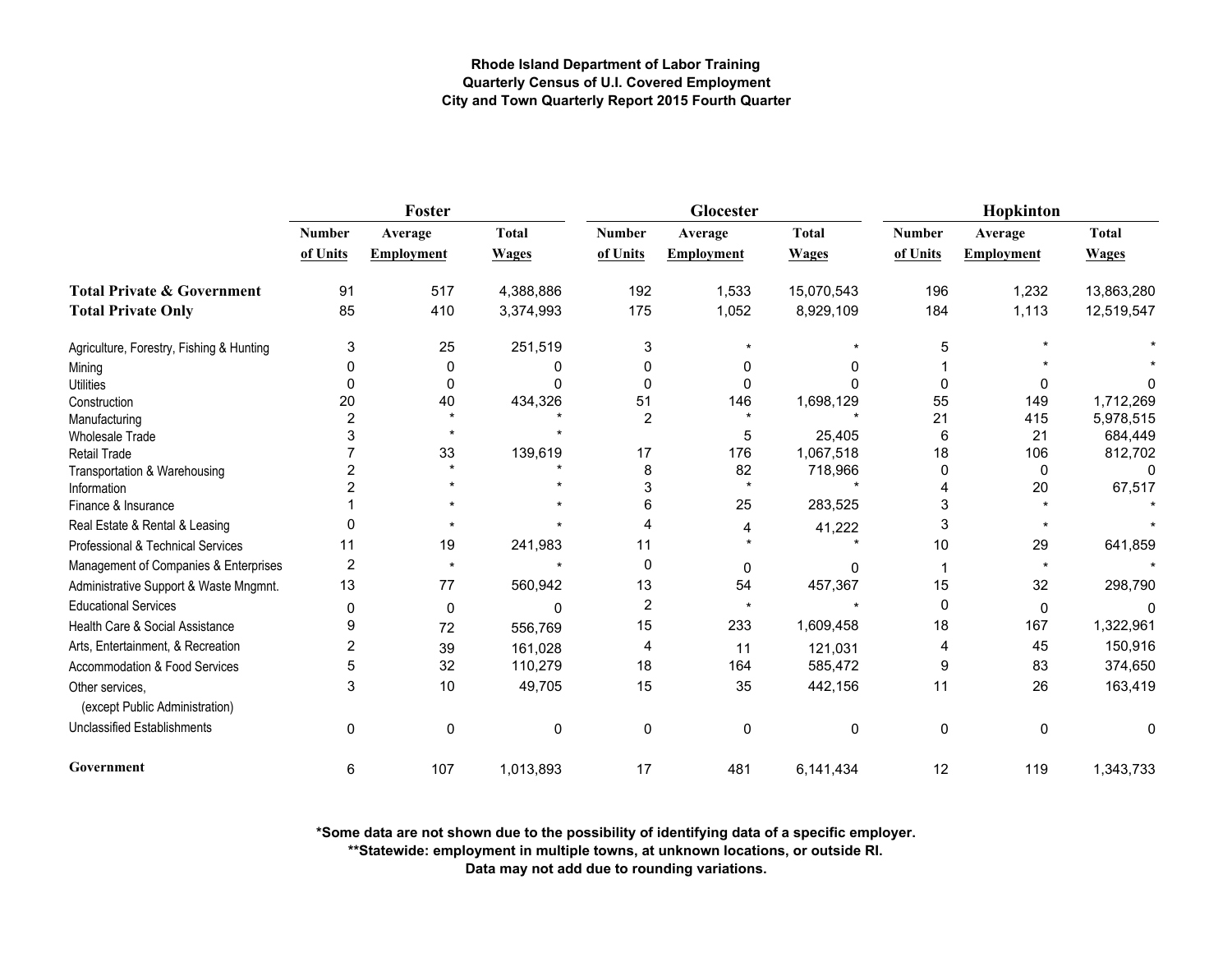**Rhode Island Department of Labor Training**
**Quarterly Census of U.I. Covered Employment**
**City and Town Quarterly Report 2015 Fourth Quarter**

| | Foster | | | Glocester | | | Hopkinton | | |
|---|---|---|---|---|---|---|---|---|---|
| | Number of Units | Average Employment | Total Wages | Number of Units | Average Employment | Total Wages | Number of Units | Average Employment | Total Wages |
| **Total Private & Government** | 91 | 517 | 4,388,886 | 192 | 1,533 | 15,070,543 | 196 | 1,232 | 13,863,280 |
| **Total Private Only** | 85 | 410 | 3,374,993 | 175 | 1,052 | 8,929,109 | 184 | 1,113 | 12,519,547 |
| Agriculture, Forestry, Fishing & Hunting | 3 | 25 | 251,519 | 3 | * | * | 5 | * | * |
| Mining | 0 | 0 | 0 | 0 | 0 | 0 | 1 | * | * |
| Utilities | 0 | 0 | 0 | 0 | 0 | 0 | 0 | 0 | 0 |
| Construction | 20 | 40 | 434,326 | 51 | 146 | 1,698,129 | 55 | 149 | 1,712,269 |
| Manufacturing | 2 | * | * | 2 | * | * | 21 | 415 | 5,978,515 |
| Wholesale Trade | 3 | * | * | | 5 | 25,405 | 6 | 21 | 684,449 |
| Retail Trade | 7 | 33 | 139,619 | 17 | 176 | 1,067,518 | 18 | 106 | 812,702 |
| Transportation & Warehousing | 2 | * | * | 8 | 82 | 718,966 | 0 | 0 | 0 |
| Information | 2 | * | * | 3 | * | * | 4 | 20 | 67,517 |
| Finance & Insurance | 1 | * | * | 6 | 25 | 283,525 | 3 | * | * |
| Real Estate & Rental & Leasing | 0 | * | * | 4 | 4 | 41,222 | 3 | * | * |
| Professional & Technical Services | 11 | 19 | 241,983 | 11 | * | * | 10 | 29 | 641,859 |
| Management of Companies & Enterprises | 2 | * | * | 0 | 0 | 0 | 1 | * | * |
| Administrative Support & Waste Mngmnt. | 13 | 77 | 560,942 | 13 | 54 | 457,367 | 15 | 32 | 298,790 |
| Educational Services | 0 | 0 | 0 | 2 | * | * | 0 | 0 | 0 |
| Health Care & Social Assistance | 9 | 72 | 556,769 | 15 | 233 | 1,609,458 | 18 | 167 | 1,322,961 |
| Arts, Entertainment, & Recreation | 2 | 39 | 161,028 | 4 | 11 | 121,031 | 4 | 45 | 150,916 |
| Accommodation & Food Services | 5 | 32 | 110,279 | 18 | 164 | 585,472 | 9 | 83 | 374,650 |
| Other services, (except Public Administration) | 3 | 10 | 49,705 | 15 | 35 | 442,156 | 11 | 26 | 163,419 |
| Unclassified Establishments | 0 | 0 | 0 | 0 | 0 | 0 | 0 | 0 | 0 |
| **Government** | 6 | 107 | 1,013,893 | 17 | 481 | 6,141,434 | 12 | 119 | 1,343,733 |

**\*Some data are not shown due to the possibility of identifying data of a specific employer.**
**\*\*Statewide: employment in multiple towns, at unknown locations, or outside RI.**
**Data may not add due to rounding variations.**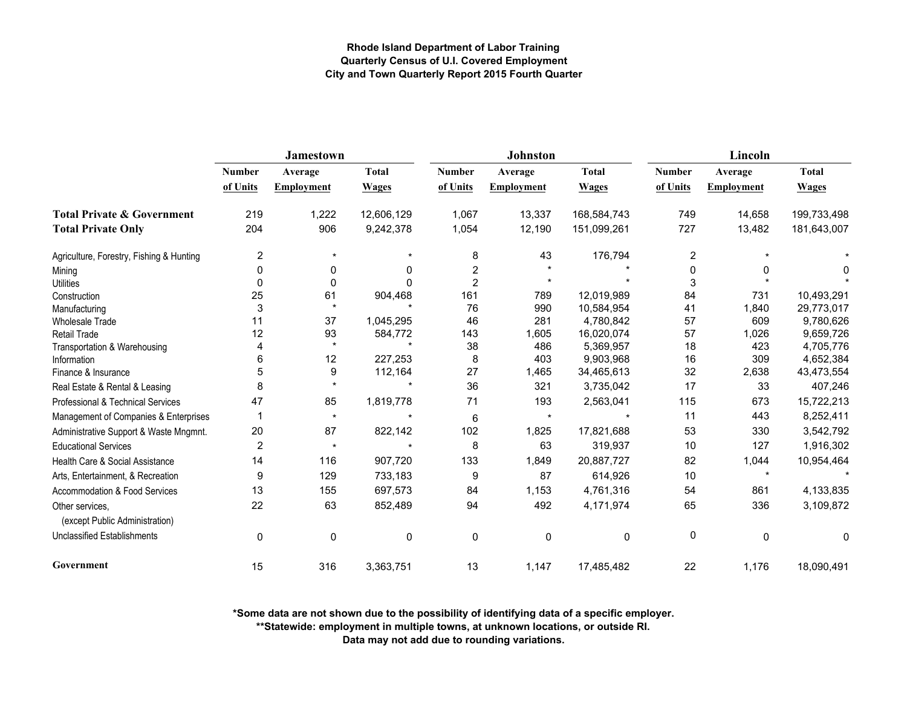**Rhode Island Department of Labor Training**
**Quarterly Census of U.I. Covered Employment**
**City and Town Quarterly Report 2015 Fourth Quarter**

| | Jamestown | | | Johnston | | | Lincoln | | |
|---|---|---|---|---|---|---|---|---|---|
| | Number of Units | Average Employment | Total Wages | Number of Units | Average Employment | Total Wages | Number of Units | Average Employment | Total Wages |
| **Total Private & Government** | 219 | 1,222 | 12,606,129 | 1,067 | 13,337 | 168,584,743 | 749 | 14,658 | 199,733,498 |
| **Total Private Only** | 204 | 906 | 9,242,378 | 1,054 | 12,190 | 151,099,261 | 727 | 13,482 | 181,643,007 |
| Agriculture, Forestry, Fishing & Hunting | 2 | * | * | 8 | 43 | 176,794 | 2 | * | * |
| Mining | 0 | 0 | 0 | 2 | * | * | 0 | 0 | 0 |
| Utilities | 0 | 0 | 0 | 2 | * | * | 3 | * | * |
| Construction | 25 | 61 | 904,468 | 161 | 789 | 12,019,989 | 84 | 731 | 10,493,291 |
| Manufacturing | 3 | * | * | 76 | 990 | 10,584,954 | 41 | 1,840 | 29,773,017 |
| Wholesale Trade | 11 | 37 | 1,045,295 | 46 | 281 | 4,780,842 | 57 | 609 | 9,780,626 |
| Retail Trade | 12 | 93 | 584,772 | 143 | 1,605 | 16,020,074 | 57 | 1,026 | 9,659,726 |
| Transportation & Warehousing | 4 | * | * | 38 | 486 | 5,369,957 | 18 | 423 | 4,705,776 |
| Information | 6 | 12 | 227,253 | 8 | 403 | 9,903,968 | 16 | 309 | 4,652,384 |
| Finance & Insurance | 5 | 9 | 112,164 | 27 | 1,465 | 34,465,613 | 32 | 2,638 | 43,473,554 |
| Real Estate & Rental & Leasing | 8 | * | * | 36 | 321 | 3,735,042 | 17 | 33 | 407,246 |
| Professional & Technical Services | 47 | 85 | 1,819,778 | 71 | 193 | 2,563,041 | 115 | 673 | 15,722,213 |
| Management of Companies & Enterprises | 1 | * | * | 6 | * | * | 11 | 443 | 8,252,411 |
| Administrative Support & Waste Mngmnt. | 20 | 87 | 822,142 | 102 | 1,825 | 17,821,688 | 53 | 330 | 3,542,792 |
| Educational Services | 2 | * | * | 8 | 63 | 319,937 | 10 | 127 | 1,916,302 |
| Health Care & Social Assistance | 14 | 116 | 907,720 | 133 | 1,849 | 20,887,727 | 82 | 1,044 | 10,954,464 |
| Arts, Entertainment, & Recreation | 9 | 129 | 733,183 | 9 | 87 | 614,926 | 10 | * | * |
| Accommodation & Food Services | 13 | 155 | 697,573 | 84 | 1,153 | 4,761,316 | 54 | 861 | 4,133,835 |
| Other services, (except Public Administration) | 22 | 63 | 852,489 | 94 | 492 | 4,171,974 | 65 | 336 | 3,109,872 |
| Unclassified Establishments | 0 | 0 | 0 | 0 | 0 | 0 | 0 | 0 | 0 |
| **Government** | 15 | 316 | 3,363,751 | 13 | 1,147 | 17,485,482 | 22 | 1,176 | 18,090,491 |

**\*Some data are not shown due to the possibility of identifying data of a specific employer.**
**\*\*Statewide: employment in multiple towns, at unknown locations, or outside RI.**
**Data may not add due to rounding variations.**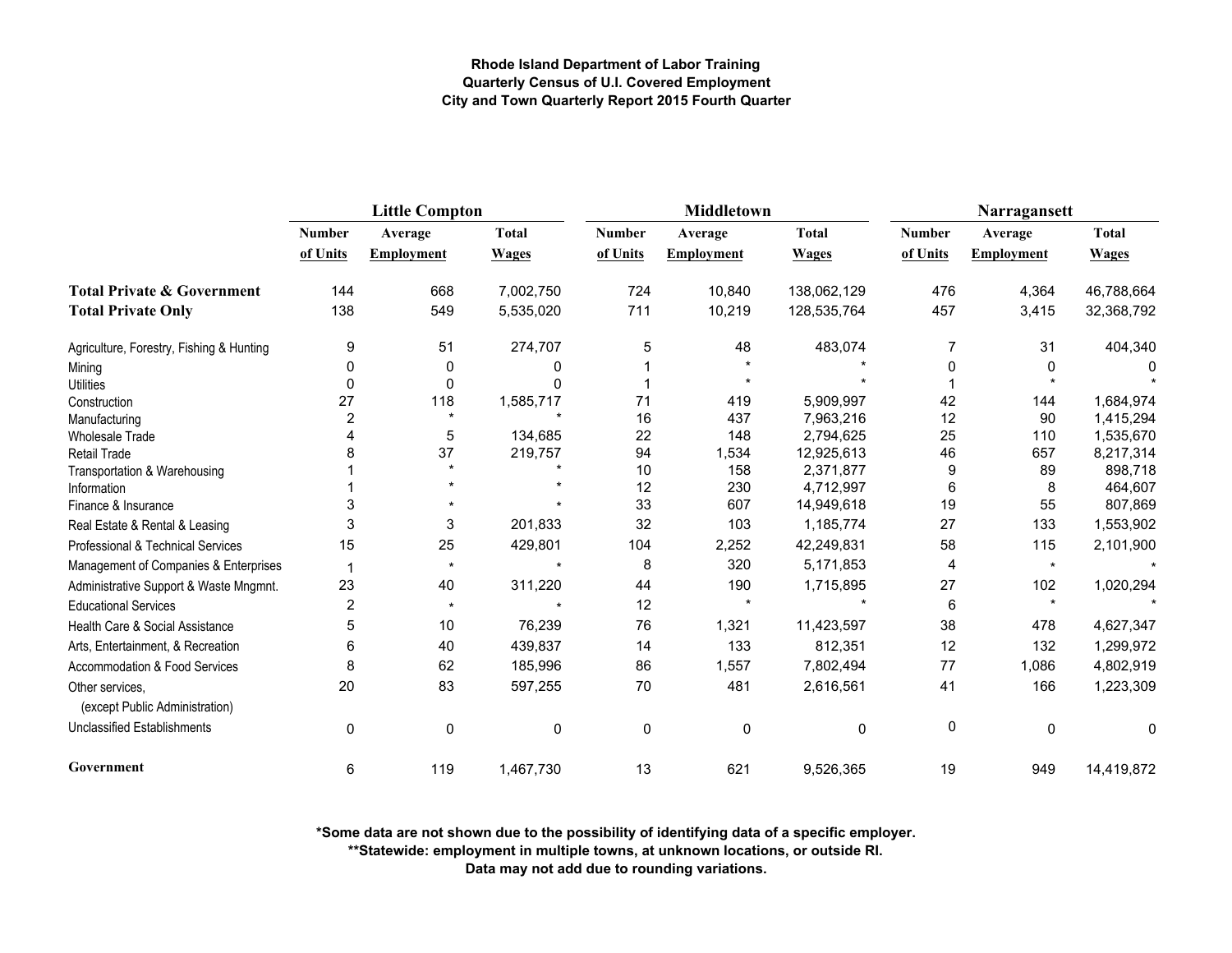**Rhode Island Department of Labor Training**
**Quarterly Census of U.I. Covered Employment**
**City and Town Quarterly Report 2015 Fourth Quarter**

| | Little Compton | | | Middletown | | | Narragansett | | |
|---|---|---|---|---|---|---|---|---|---|
| | Number of Units | Average Employment | Total Wages | Number of Units | Average Employment | Total Wages | Number of Units | Average Employment | Total Wages |
| **Total Private & Government** | 144 | 668 | 7,002,750 | 724 | 10,840 | 138,062,129 | 476 | 4,364 | 46,788,664 |
| **Total Private Only** | 138 | 549 | 5,535,020 | 711 | 10,219 | 128,535,764 | 457 | 3,415 | 32,368,792 |
| Agriculture, Forestry, Fishing & Hunting | 9 | 51 | 274,707 | 5 | 48 | 483,074 | 7 | 31 | 404,340 |
| Mining | 0 | 0 | 0 | 1 | * | * | 0 | 0 | 0 |
| Utilities | 0 | 0 | 0 | 1 | * | * | 1 | * | * |
| Construction | 27 | 118 | 1,585,717 | 71 | 419 | 5,909,997 | 42 | 144 | 1,684,974 |
| Manufacturing | 2 | * | * | 16 | 437 | 7,963,216 | 12 | 90 | 1,415,294 |
| Wholesale Trade | 4 | 5 | 134,685 | 22 | 148 | 2,794,625 | 25 | 110 | 1,535,670 |
| Retail Trade | 8 | 37 | 219,757 | 94 | 1,534 | 12,925,613 | 46 | 657 | 8,217,314 |
| Transportation & Warehousing | 1 | * | * | 10 | 158 | 2,371,877 | 9 | 89 | 898,718 |
| Information | 1 | * | * | 12 | 230 | 4,712,997 | 6 | 8 | 464,607 |
| Finance & Insurance | 3 | * | * | 33 | 607 | 14,949,618 | 19 | 55 | 807,869 |
| Real Estate & Rental & Leasing | 3 | 3 | 201,833 | 32 | 103 | 1,185,774 | 27 | 133 | 1,553,902 |
| Professional & Technical Services | 15 | 25 | 429,801 | 104 | 2,252 | 42,249,831 | 58 | 115 | 2,101,900 |
| Management of Companies & Enterprises | 1 | * | * | 8 | 320 | 5,171,853 | 4 | * | * |
| Administrative Support & Waste Mngmnt. | 23 | 40 | 311,220 | 44 | 190 | 1,715,895 | 27 | 102 | 1,020,294 |
| Educational Services | 2 | * | * | 12 | * | * | 6 | * | * |
| Health Care & Social Assistance | 5 | 10 | 76,239 | 76 | 1,321 | 11,423,597 | 38 | 478 | 4,627,347 |
| Arts, Entertainment, & Recreation | 6 | 40 | 439,837 | 14 | 133 | 812,351 | 12 | 132 | 1,299,972 |
| Accommodation & Food Services | 8 | 62 | 185,996 | 86 | 1,557 | 7,802,494 | 77 | 1,086 | 4,802,919 |
| Other services, (except Public Administration) | 20 | 83 | 597,255 | 70 | 481 | 2,616,561 | 41 | 166 | 1,223,309 |
| Unclassified Establishments | 0 | 0 | 0 | 0 | 0 | 0 | 0 | 0 | 0 |
| **Government** | 6 | 119 | 1,467,730 | 13 | 621 | 9,526,365 | 19 | 949 | 14,419,872 |

**\*Some data are not shown due to the possibility of identifying data of a specific employer.**
**\*\*Statewide: employment in multiple towns, at unknown locations, or outside RI.**
**Data may not add due to rounding variations.**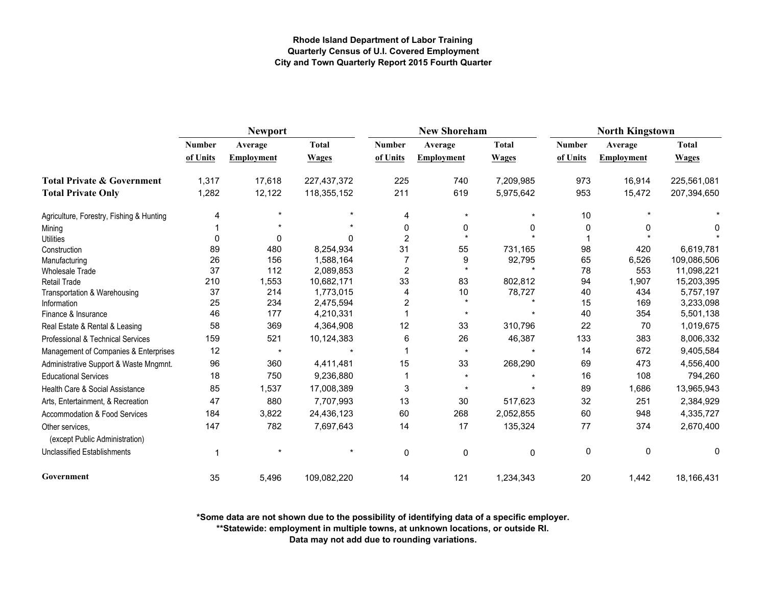**Rhode Island Department of Labor Training**
**Quarterly Census of U.I. Covered Employment**
**City and Town Quarterly Report 2015 Fourth Quarter**

| | Newport | | | New Shoreham | | | North Kingstown | | |
|---|---|---|---|---|---|---|---|---|---|
| | Number of Units | Average Employment | Total Wages | Number of Units | Average Employment | Total Wages | Number of Units | Average Employment | Total Wages |
| **Total Private & Government** | 1,317 | 17,618 | 227,437,372 | 225 | 740 | 7,209,985 | 973 | 16,914 | 225,561,081 |
| **Total Private Only** | 1,282 | 12,122 | 118,355,152 | 211 | 619 | 5,975,642 | 953 | 15,472 | 207,394,650 |
| Agriculture, Forestry, Fishing & Hunting | 4 | * | * | 4 | * | * | 10 | * | * |
| Mining | 1 | * | * | 0 | 0 | 0 | 0 | 0 | 0 |
| Utilities | 0 | 0 | 0 | 2 | * | * | 1 | * | * |
| Construction | 89 | 480 | 8,254,934 | 31 | 55 | 731,165 | 98 | 420 | 6,619,781 |
| Manufacturing | 26 | 156 | 1,588,164 | 7 | 9 | 92,795 | 65 | 6,526 | 109,086,506 |
| Wholesale Trade | 37 | 112 | 2,089,853 | 2 | * | * | 78 | 553 | 11,098,221 |
| Retail Trade | 210 | 1,553 | 10,682,171 | 33 | 83 | 802,812 | 94 | 1,907 | 15,203,395 |
| Transportation & Warehousing | 37 | 214 | 1,773,015 | 4 | 10 | 78,727 | 40 | 434 | 5,757,197 |
| Information | 25 | 234 | 2,475,594 | 2 | * | * | 15 | 169 | 3,233,098 |
| Finance & Insurance | 46 | 177 | 4,210,331 | 1 | * | * | 40 | 354 | 5,501,138 |
| Real Estate & Rental & Leasing | 58 | 369 | 4,364,908 | 12 | 33 | 310,796 | 22 | 70 | 1,019,675 |
| Professional & Technical Services | 159 | 521 | 10,124,383 | 6 | 26 | 46,387 | 133 | 383 | 8,006,332 |
| Management of Companies & Enterprises | 12 | * | * | 1 | * | * | 14 | 672 | 9,405,584 |
| Administrative Support & Waste Mngmnt. | 96 | 360 | 4,411,481 | 15 | 33 | 268,290 | 69 | 473 | 4,556,400 |
| Educational Services | 18 | 750 | 9,236,880 | 1 | * | * | 16 | 108 | 794,260 |
| Health Care & Social Assistance | 85 | 1,537 | 17,008,389 | 3 | * | * | 89 | 1,686 | 13,965,943 |
| Arts, Entertainment, & Recreation | 47 | 880 | 7,707,993 | 13 | 30 | 517,623 | 32 | 251 | 2,384,929 |
| Accommodation & Food Services | 184 | 3,822 | 24,436,123 | 60 | 268 | 2,052,855 | 60 | 948 | 4,335,727 |
| Other services, (except Public Administration) | 147 | 782 | 7,697,643 | 14 | 17 | 135,324 | 77 | 374 | 2,670,400 |
| Unclassified Establishments | 1 | * | * | 0 | 0 | 0 | 0 | 0 | 0 |
| **Government** | 35 | 5,496 | 109,082,220 | 14 | 121 | 1,234,343 | 20 | 1,442 | 18,166,431 |

**\*Some data are not shown due to the possibility of identifying data of a specific employer.**
**\*\*Statewide: employment in multiple towns, at unknown locations, or outside RI.**
**Data may not add due to rounding variations.**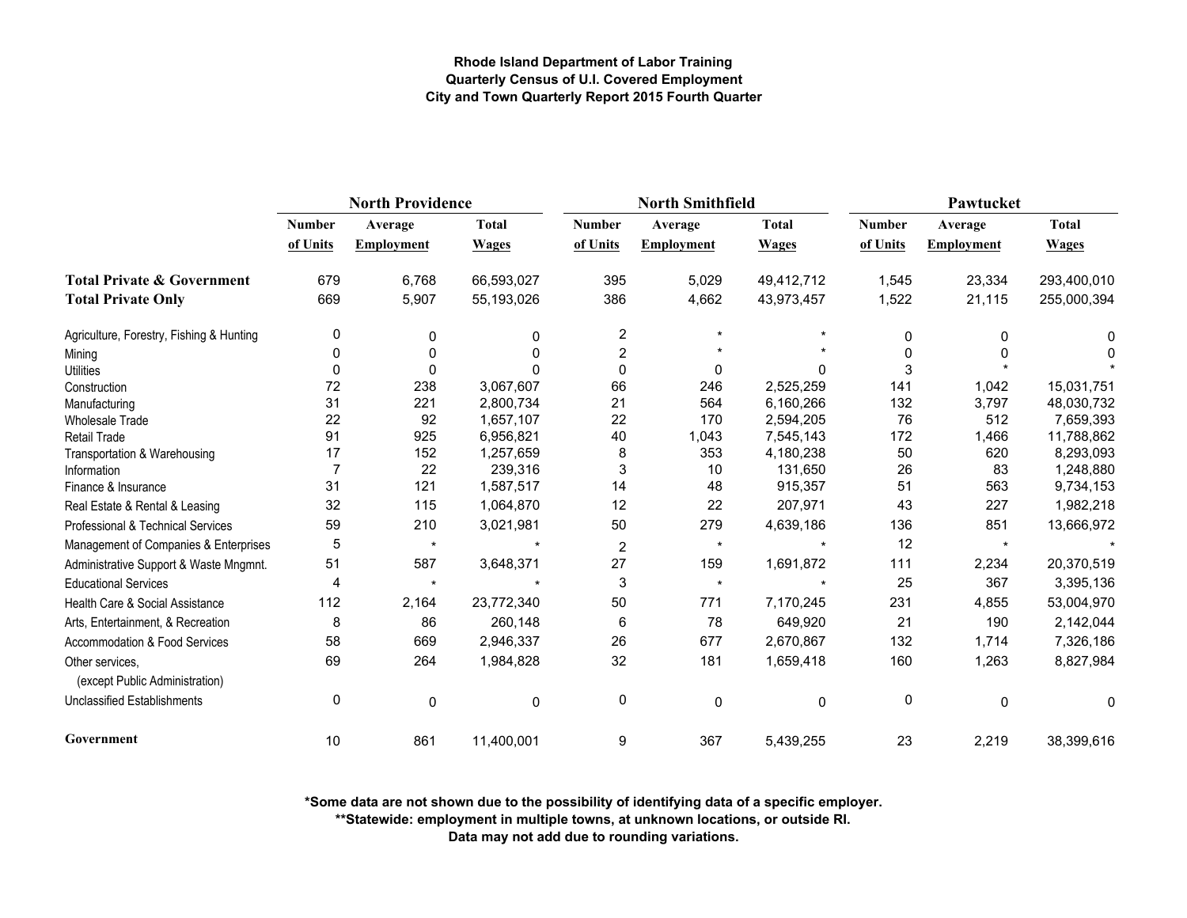**Rhode Island Department of Labor Training**
**Quarterly Census of U.I. Covered Employment**
**City and Town Quarterly Report 2015 Fourth Quarter**

| | North Providence | | | North Smithfield | | | Pawtucket | | |
|---|---|---|---|---|---|---|---|---|---|
| | Number of Units | Average Employment | Total Wages | Number of Units | Average Employment | Total Wages | Number of Units | Average Employment | Total Wages |
| **Total Private & Government** | 679 | 6,768 | 66,593,027 | 395 | 5,029 | 49,412,712 | 1,545 | 23,334 | 293,400,010 |
| **Total Private Only** | 669 | 5,907 | 55,193,026 | 386 | 4,662 | 43,973,457 | 1,522 | 21,115 | 255,000,394 |
| Agriculture, Forestry, Fishing & Hunting | 0 | 0 | 0 | 2 | * | * | 0 | 0 | 0 |
| Mining | 0 | 0 | 0 | 2 | * | * | 0 | 0 | 0 |
| Utilities | 0 | 0 | 0 | 0 | 0 | 0 | 3 | * | * |
| Construction | 72 | 238 | 3,067,607 | 66 | 246 | 2,525,259 | 141 | 1,042 | 15,031,751 |
| Manufacturing | 31 | 221 | 2,800,734 | 21 | 564 | 6,160,266 | 132 | 3,797 | 48,030,732 |
| Wholesale Trade | 22 | 92 | 1,657,107 | 22 | 170 | 2,594,205 | 76 | 512 | 7,659,393 |
| Retail Trade | 91 | 925 | 6,956,821 | 40 | 1,043 | 7,545,143 | 172 | 1,466 | 11,788,862 |
| Transportation & Warehousing | 17 | 152 | 1,257,659 | 8 | 353 | 4,180,238 | 50 | 620 | 8,293,093 |
| Information | 7 | 22 | 239,316 | 3 | 10 | 131,650 | 26 | 83 | 1,248,880 |
| Finance & Insurance | 31 | 121 | 1,587,517 | 14 | 48 | 915,357 | 51 | 563 | 9,734,153 |
| Real Estate & Rental & Leasing | 32 | 115 | 1,064,870 | 12 | 22 | 207,971 | 43 | 227 | 1,982,218 |
| Professional & Technical Services | 59 | 210 | 3,021,981 | 50 | 279 | 4,639,186 | 136 | 851 | 13,666,972 |
| Management of Companies & Enterprises | 5 | * | * | 2 | * | * | 12 | * | * |
| Administrative Support & Waste Mngmnt. | 51 | 587 | 3,648,371 | 27 | 159 | 1,691,872 | 111 | 2,234 | 20,370,519 |
| Educational Services | 4 | * | * | 3 | * | * | 25 | 367 | 3,395,136 |
| Health Care & Social Assistance | 112 | 2,164 | 23,772,340 | 50 | 771 | 7,170,245 | 231 | 4,855 | 53,004,970 |
| Arts, Entertainment, & Recreation | 8 | 86 | 260,148 | 6 | 78 | 649,920 | 21 | 190 | 2,142,044 |
| Accommodation & Food Services | 58 | 669 | 2,946,337 | 26 | 677 | 2,670,867 | 132 | 1,714 | 7,326,186 |
| Other services, (except Public Administration) | 69 | 264 | 1,984,828 | 32 | 181 | 1,659,418 | 160 | 1,263 | 8,827,984 |
| Unclassified Establishments | 0 | 0 | 0 | 0 | 0 | 0 | 0 | 0 | 0 |
| **Government** | 10 | 861 | 11,400,001 | 9 | 367 | 5,439,255 | 23 | 2,219 | 38,399,616 |

**\*Some data are not shown due to the possibility of identifying data of a specific employer.**
**\*\*Statewide: employment in multiple towns, at unknown locations, or outside RI.**
**Data may not add due to rounding variations.**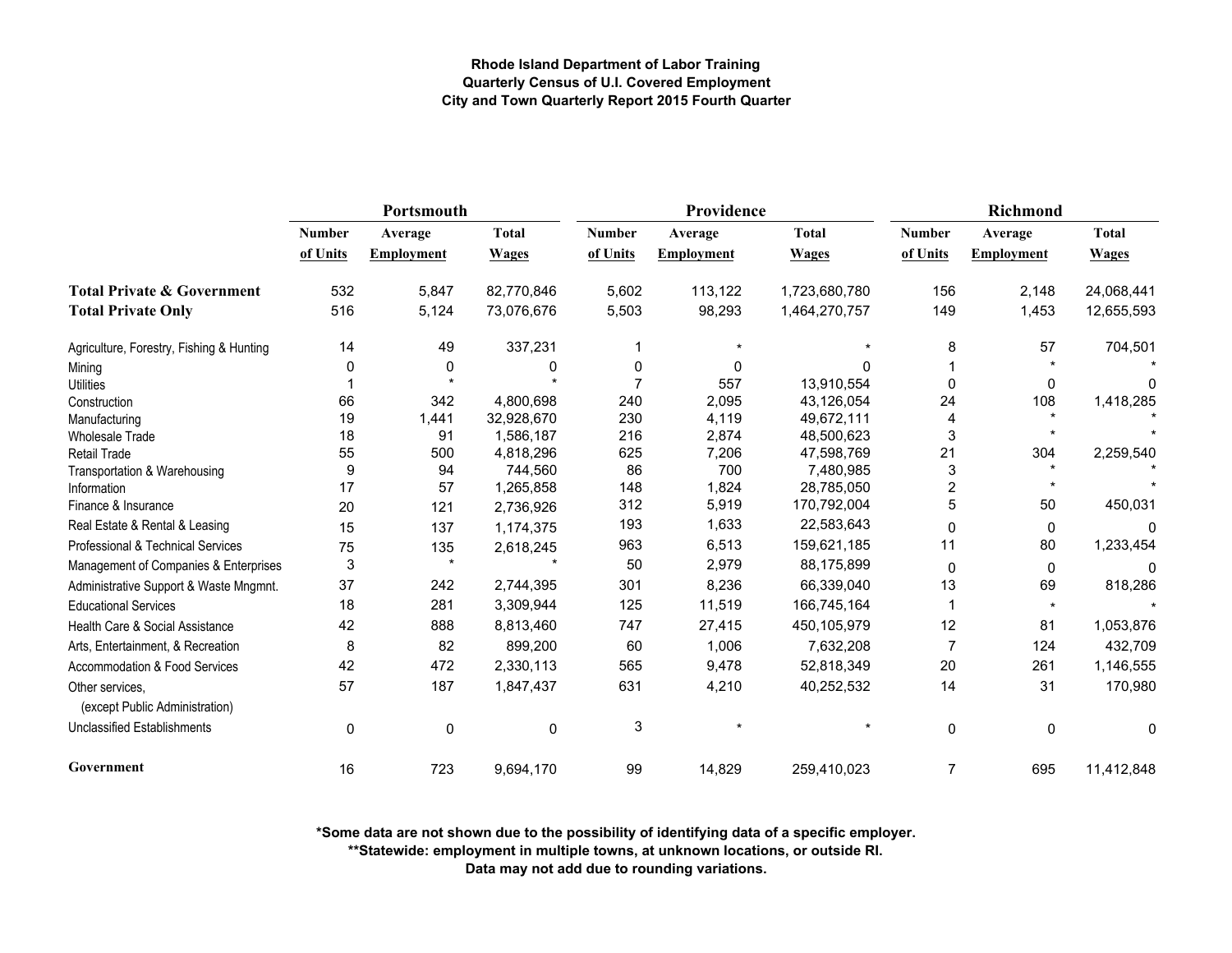**Rhode Island Department of Labor Training**
**Quarterly Census of U.I. Covered Employment**
**City and Town Quarterly Report 2015 Fourth Quarter**

| | Portsmouth | | | Providence | | | Richmond | | |
|---|---|---|---|---|---|---|---|---|---|
| | Number of Units | Average Employment | Total Wages | Number of Units | Average Employment | Total Wages | Number of Units | Average Employment | Total Wages |
| **Total Private & Government** | 532 | 5,847 | 82,770,846 | 5,602 | 113,122 | 1,723,680,780 | 156 | 2,148 | 24,068,441 |
| **Total Private Only** | 516 | 5,124 | 73,076,676 | 5,503 | 98,293 | 1,464,270,757 | 149 | 1,453 | 12,655,593 |
| Agriculture, Forestry, Fishing & Hunting | 14 | 49 | 337,231 | 1 | * | * | 8 | 57 | 704,501 |
| Mining | 0 | 0 | 0 | 0 | 0 | 0 | 1 | * | * |
| Utilities | 1 | * | * | 7 | 557 | 13,910,554 | 0 | 0 | 0 |
| Construction | 66 | 342 | 4,800,698 | 240 | 2,095 | 43,126,054 | 24 | 108 | 1,418,285 |
| Manufacturing | 19 | 1,441 | 32,928,670 | 230 | 4,119 | 49,672,111 | 4 | * | * |
| Wholesale Trade | 18 | 91 | 1,586,187 | 216 | 2,874 | 48,500,623 | 3 | * | * |
| Retail Trade | 55 | 500 | 4,818,296 | 625 | 7,206 | 47,598,769 | 21 | 304 | 2,259,540 |
| Transportation & Warehousing | 9 | 94 | 744,560 | 86 | 700 | 7,480,985 | 3 | * | * |
| Information | 17 | 57 | 1,265,858 | 148 | 1,824 | 28,785,050 | 2 | * | * |
| Finance & Insurance | 20 | 121 | 2,736,926 | 312 | 5,919 | 170,792,004 | 5 | 50 | 450,031 |
| Real Estate & Rental & Leasing | 15 | 137 | 1,174,375 | 193 | 1,633 | 22,583,643 | 0 | 0 | 0 |
| Professional & Technical Services | 75 | 135 | 2,618,245 | 963 | 6,513 | 159,621,185 | 11 | 80 | 1,233,454 |
| Management of Companies & Enterprises | 3 | * | * | 50 | 2,979 | 88,175,899 | 0 | 0 | 0 |
| Administrative Support & Waste Mngmnt. | 37 | 242 | 2,744,395 | 301 | 8,236 | 66,339,040 | 13 | 69 | 818,286 |
| Educational Services | 18 | 281 | 3,309,944 | 125 | 11,519 | 166,745,164 | 1 | * | * |
| Health Care & Social Assistance | 42 | 888 | 8,813,460 | 747 | 27,415 | 450,105,979 | 12 | 81 | 1,053,876 |
| Arts, Entertainment, & Recreation | 8 | 82 | 899,200 | 60 | 1,006 | 7,632,208 | 7 | 124 | 432,709 |
| Accommodation & Food Services | 42 | 472 | 2,330,113 | 565 | 9,478 | 52,818,349 | 20 | 261 | 1,146,555 |
| Other services, (except Public Administration) | 57 | 187 | 1,847,437 | 631 | 4,210 | 40,252,532 | 14 | 31 | 170,980 |
| Unclassified Establishments | 0 | 0 | 0 | 3 | * | * | 0 | 0 | 0 |
| **Government** | 16 | 723 | 9,694,170 | 99 | 14,829 | 259,410,023 | 7 | 695 | 11,412,848 |

**\*Some data are not shown due to the possibility of identifying data of a specific employer.**
**\*\*Statewide: employment in multiple towns, at unknown locations, or outside RI.**
**Data may not add due to rounding variations.**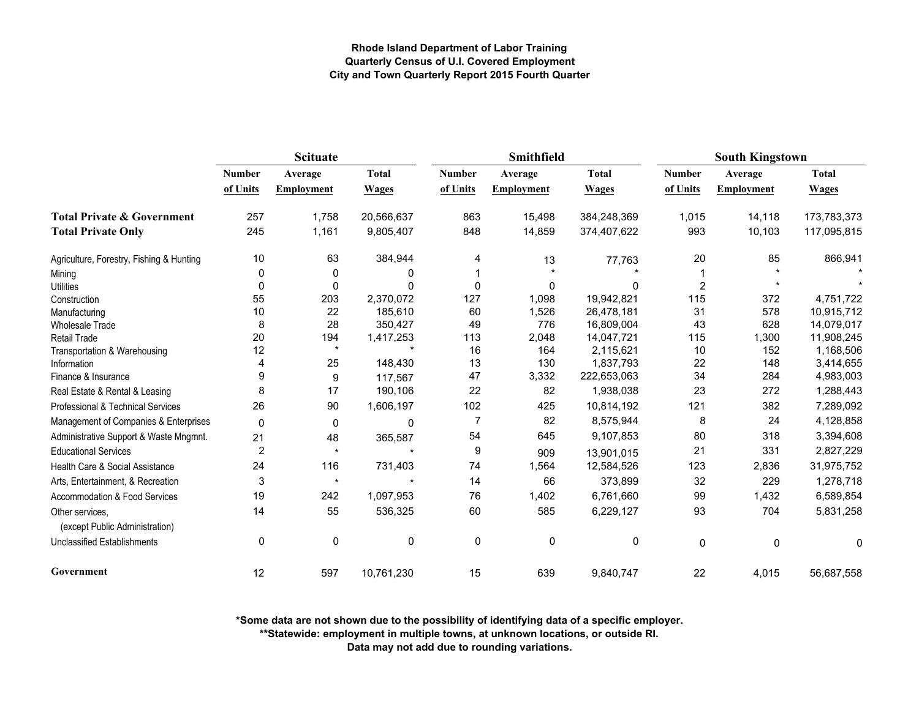**Rhode Island Department of Labor Training**
**Quarterly Census of U.I. Covered Employment**
**City and Town Quarterly Report 2015 Fourth Quarter**

| | Scituate | | | Smithfield | | | South Kingstown | | |
|---|---|---|---|---|---|---|---|---|---|
| | Number of Units | Average Employment | Total Wages | Number of Units | Average Employment | Total Wages | Number of Units | Average Employment | Total Wages |
| **Total Private & Government** | 257 | 1,758 | 20,566,637 | 863 | 15,498 | 384,248,369 | 1,015 | 14,118 | 173,783,373 |
| **Total Private Only** | 245 | 1,161 | 9,805,407 | 848 | 14,859 | 374,407,622 | 993 | 10,103 | 117,095,815 |
| Agriculture, Forestry, Fishing & Hunting | 10 | 63 | 384,944 | 4 | 13 | 77,763 | 20 | 85 | 866,941 |
| Mining | 0 | 0 | 0 | 1 | * | * | 1 | * | * |
| Utilities | 0 | 0 | 0 | 0 | 0 | 0 | 2 | * | * |
| Construction | 55 | 203 | 2,370,072 | 127 | 1,098 | 19,942,821 | 115 | 372 | 4,751,722 |
| Manufacturing | 10 | 22 | 185,610 | 60 | 1,526 | 26,478,181 | 31 | 578 | 10,915,712 |
| Wholesale Trade | 8 | 28 | 350,427 | 49 | 776 | 16,809,004 | 43 | 628 | 14,079,017 |
| Retail Trade | 20 | 194 | 1,417,253 | 113 | 2,048 | 14,047,721 | 115 | 1,300 | 11,908,245 |
| Transportation & Warehousing | 12 | * | * | 16 | 164 | 2,115,621 | 10 | 152 | 1,168,506 |
| Information | 4 | 25 | 148,430 | 13 | 130 | 1,837,793 | 22 | 148 | 3,414,655 |
| Finance & Insurance | 9 | 9 | 117,567 | 47 | 3,332 | 222,653,063 | 34 | 284 | 4,983,003 |
| Real Estate & Rental & Leasing | 8 | 17 | 190,106 | 22 | 82 | 1,938,038 | 23 | 272 | 1,288,443 |
| Professional & Technical Services | 26 | 90 | 1,606,197 | 102 | 425 | 10,814,192 | 121 | 382 | 7,289,092 |
| Management of Companies & Enterprises | 0 | 0 | 0 | 7 | 82 | 8,575,944 | 8 | 24 | 4,128,858 |
| Administrative Support & Waste Mngmnt. | 21 | 48 | 365,587 | 54 | 645 | 9,107,853 | 80 | 318 | 3,394,608 |
| Educational Services | 2 | * | * | 9 | 909 | 13,901,015 | 21 | 331 | 2,827,229 |
| Health Care & Social Assistance | 24 | 116 | 731,403 | 74 | 1,564 | 12,584,526 | 123 | 2,836 | 31,975,752 |
| Arts, Entertainment, & Recreation | 3 | * | * | 14 | 66 | 373,899 | 32 | 229 | 1,278,718 |
| Accommodation & Food Services | 19 | 242 | 1,097,953 | 76 | 1,402 | 6,761,660 | 99 | 1,432 | 6,589,854 |
| Other services, (except Public Administration) | 14 | 55 | 536,325 | 60 | 585 | 6,229,127 | 93 | 704 | 5,831,258 |
| Unclassified Establishments | 0 | 0 | 0 | 0 | 0 | 0 | 0 | 0 | 0 |
| **Government** | 12 | 597 | 10,761,230 | 15 | 639 | 9,840,747 | 22 | 4,015 | 56,687,558 |

**\*Some data are not shown due to the possibility of identifying data of a specific employer.**
**\*\*Statewide: employment in multiple towns, at unknown locations, or outside RI.**
**Data may not add due to rounding variations.**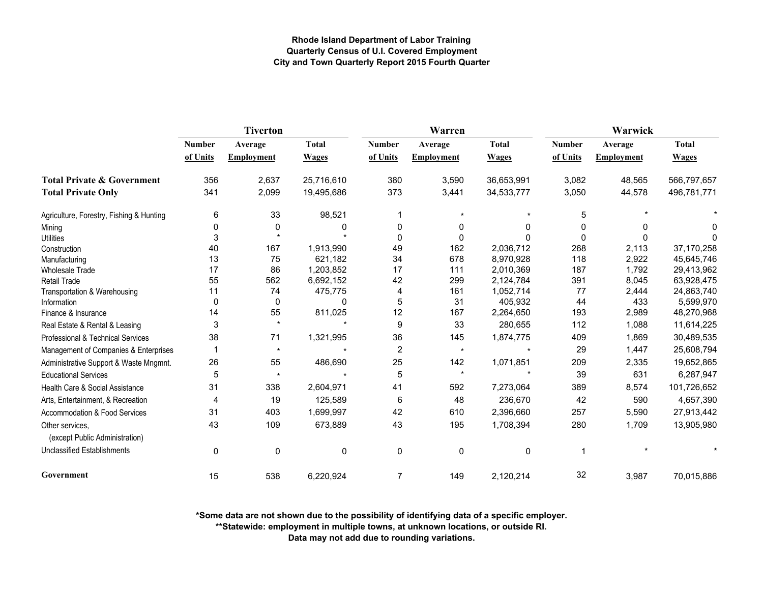**Rhode Island Department of Labor Training**
**Quarterly Census of U.I. Covered Employment**
**City and Town Quarterly Report 2015 Fourth Quarter**

| | Tiverton | | | Warren | | | Warwick | | |
|---|---|---|---|---|---|---|---|---|---|
| | Number of Units | Average Employment | Total Wages | Number of Units | Average Employment | Total Wages | Number of Units | Average Employment | Total Wages |
| **Total Private & Government** | 356 | 2,637 | 25,716,610 | 380 | 3,590 | 36,653,991 | 3,082 | 48,565 | 566,797,657 |
| **Total Private Only** | 341 | 2,099 | 19,495,686 | 373 | 3,441 | 34,533,777 | 3,050 | 44,578 | 496,781,771 |
| Agriculture, Forestry, Fishing & Hunting | 6 | 33 | 98,521 | 1 | * | * | 5 | * | * |
| Mining | 0 | 0 | 0 | 0 | 0 | 0 | 0 | 0 | 0 |
| Utilities | 3 | * | * | 0 | 0 | 0 | 0 | 0 | 0 |
| Construction | 40 | 167 | 1,913,990 | 49 | 162 | 2,036,712 | 268 | 2,113 | 37,170,258 |
| Manufacturing | 13 | 75 | 621,182 | 34 | 678 | 8,970,928 | 118 | 2,922 | 45,645,746 |
| Wholesale Trade | 17 | 86 | 1,203,852 | 17 | 111 | 2,010,369 | 187 | 1,792 | 29,413,962 |
| Retail Trade | 55 | 562 | 6,692,152 | 42 | 299 | 2,124,784 | 391 | 8,045 | 63,928,475 |
| Transportation & Warehousing | 11 | 74 | 475,775 | 4 | 161 | 1,052,714 | 77 | 2,444 | 24,863,740 |
| Information | 0 | 0 | 0 | 5 | 31 | 405,932 | 44 | 433 | 5,599,970 |
| Finance & Insurance | 14 | 55 | 811,025 | 12 | 167 | 2,264,650 | 193 | 2,989 | 48,270,968 |
| Real Estate & Rental & Leasing | 3 | * | * | 9 | 33 | 280,655 | 112 | 1,088 | 11,614,225 |
| Professional & Technical Services | 38 | 71 | 1,321,995 | 36 | 145 | 1,874,775 | 409 | 1,869 | 30,489,535 |
| Management of Companies & Enterprises | 1 | * | * | 2 | * | * | 29 | 1,447 | 25,608,794 |
| Administrative Support & Waste Mngmnt. | 26 | 55 | 486,690 | 25 | 142 | 1,071,851 | 209 | 2,335 | 19,652,865 |
| Educational Services | 5 | * | * | 5 | * | * | 39 | 631 | 6,287,947 |
| Health Care & Social Assistance | 31 | 338 | 2,604,971 | 41 | 592 | 7,273,064 | 389 | 8,574 | 101,726,652 |
| Arts, Entertainment, & Recreation | 4 | 19 | 125,589 | 6 | 48 | 236,670 | 42 | 590 | 4,657,390 |
| Accommodation & Food Services | 31 | 403 | 1,699,997 | 42 | 610 | 2,396,660 | 257 | 5,590 | 27,913,442 |
| Other services, (except Public Administration) | 43 | 109 | 673,889 | 43 | 195 | 1,708,394 | 280 | 1,709 | 13,905,980 |
| Unclassified Establishments | 0 | 0 | 0 | 0 | 0 | 0 | 1 | * | * |
| **Government** | 15 | 538 | 6,220,924 | 7 | 149 | 2,120,214 | 32 | 3,987 | 70,015,886 |

**\*Some data are not shown due to the possibility of identifying data of a specific employer.**
**\*\*Statewide: employment in multiple towns, at unknown locations, or outside RI.**
**Data may not add due to rounding variations.**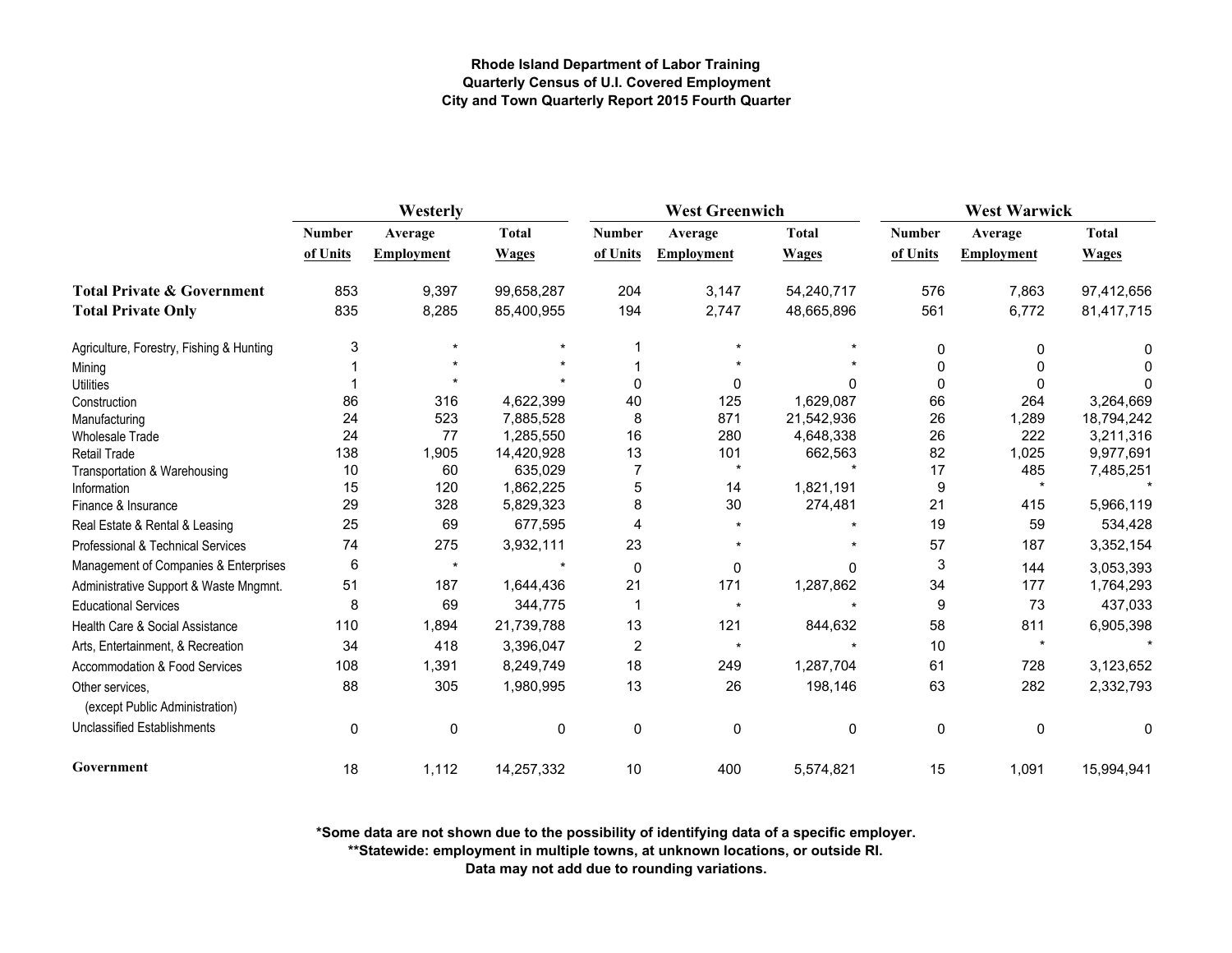**Rhode Island Department of Labor Training**
**Quarterly Census of U.I. Covered Employment**
**City and Town Quarterly Report 2015 Fourth Quarter**

| | Westerly | | | West Greenwich | | | West Warwick | | |
|---|---|---|---|---|---|---|---|---|---|
| | Number of Units | Average Employment | Total Wages | Number of Units | Average Employment | Total Wages | Number of Units | Average Employment | Total Wages |
| **Total Private & Government** | 853 | 9,397 | 99,658,287 | 204 | 3,147 | 54,240,717 | 576 | 7,863 | 97,412,656 |
| **Total Private Only** | 835 | 8,285 | 85,400,955 | 194 | 2,747 | 48,665,896 | 561 | 6,772 | 81,417,715 |
| Agriculture, Forestry, Fishing & Hunting | 3 | * | * | 1 | * | * | 0 | 0 | 0 |
| Mining | 1 | * | * | 1 | * | * | 0 | 0 | 0 |
| Utilities | 1 | * | * | 0 | 0 | 0 | 0 | 0 | 0 |
| Construction | 86 | 316 | 4,622,399 | 40 | 125 | 1,629,087 | 66 | 264 | 3,264,669 |
| Manufacturing | 24 | 523 | 7,885,528 | 8 | 871 | 21,542,936 | 26 | 1,289 | 18,794,242 |
| Wholesale Trade | 24 | 77 | 1,285,550 | 16 | 280 | 4,648,338 | 26 | 222 | 3,211,316 |
| Retail Trade | 138 | 1,905 | 14,420,928 | 13 | 101 | 662,563 | 82 | 1,025 | 9,977,691 |
| Transportation & Warehousing | 10 | 60 | 635,029 | 7 | * | * | 17 | 485 | 7,485,251 |
| Information | 15 | 120 | 1,862,225 | 5 | 14 | 1,821,191 | 9 | * | * |
| Finance & Insurance | 29 | 328 | 5,829,323 | 8 | 30 | 274,481 | 21 | 415 | 5,966,119 |
| Real Estate & Rental & Leasing | 25 | 69 | 677,595 | 4 | * | * | 19 | 59 | 534,428 |
| Professional & Technical Services | 74 | 275 | 3,932,111 | 23 | * | * | 57 | 187 | 3,352,154 |
| Management of Companies & Enterprises | 6 | * | * | 0 | 0 | 0 | 3 | 144 | 3,053,393 |
| Administrative Support & Waste Mngmnt. | 51 | 187 | 1,644,436 | 21 | 171 | 1,287,862 | 34 | 177 | 1,764,293 |
| Educational Services | 8 | 69 | 344,775 | 1 | * | * | 9 | 73 | 437,033 |
| Health Care & Social Assistance | 110 | 1,894 | 21,739,788 | 13 | 121 | 844,632 | 58 | 811 | 6,905,398 |
| Arts, Entertainment, & Recreation | 34 | 418 | 3,396,047 | 2 | * | * | 10 | * | * |
| Accommodation & Food Services | 108 | 1,391 | 8,249,749 | 18 | 249 | 1,287,704 | 61 | 728 | 3,123,652 |
| Other services, (except Public Administration) | 88 | 305 | 1,980,995 | 13 | 26 | 198,146 | 63 | 282 | 2,332,793 |
| Unclassified Establishments | 0 | 0 | 0 | 0 | 0 | 0 | 0 | 0 | 0 |
| **Government** | 18 | 1,112 | 14,257,332 | 10 | 400 | 5,574,821 | 15 | 1,091 | 15,994,941 |

**\*Some data are not shown due to the possibility of identifying data of a specific employer.**
**\*\*Statewide: employment in multiple towns, at unknown locations, or outside RI.**
**Data may not add due to rounding variations.**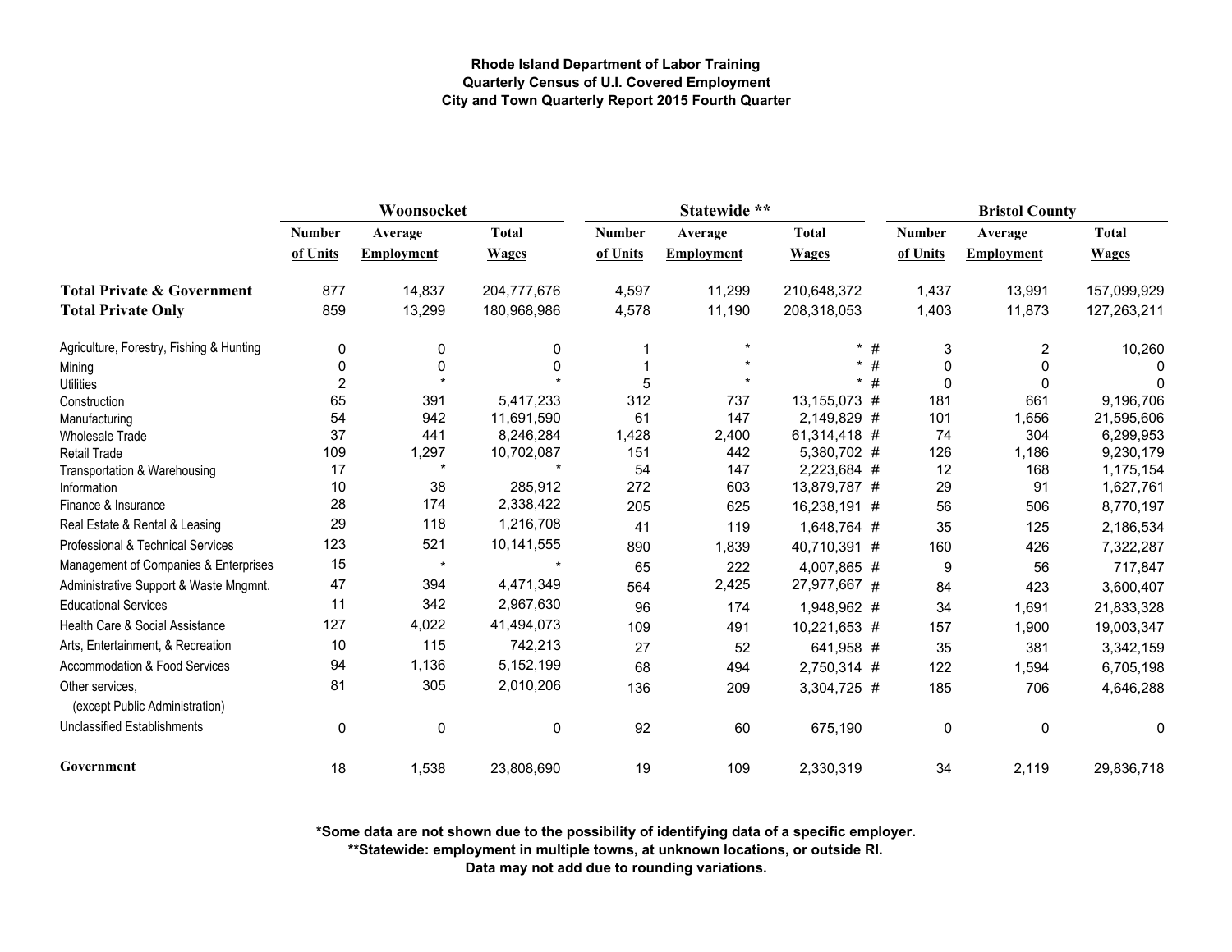**Rhode Island Department of Labor Training**
**Quarterly Census of U.I. Covered Employment**
**City and Town Quarterly Report 2015 Fourth Quarter**

| | Woonsocket | | | Statewide ** | | | | Bristol County | | |
|---|---|---|---|---|---|---|---|---|---|---|
| | Number of Units | Average Employment | Total Wages | Number of Units | Average Employment | Total Wages | | Number of Units | Average Employment | Total Wages |
| **Total Private & Government** | 877 | 14,837 | 204,777,676 | 4,597 | 11,299 | 210,648,372 | | 1,437 | 13,991 | 157,099,929 |
| **Total Private Only** | 859 | 13,299 | 180,968,986 | 4,578 | 11,190 | 208,318,053 | | 1,403 | 11,873 | 127,263,211 |
| Agriculture, Forestry, Fishing & Hunting | 0 | 0 | 0 | 1 | * | * | # | 3 | 2 | 10,260 |
| Mining | 0 | 0 | 0 | 1 | * | * | # | 0 | 0 | 0 |
| Utilities | 2 | * | * | 5 | * | * | # | 0 | 0 | 0 |
| Construction | 65 | 391 | 5,417,233 | 312 | 737 | 13,155,073 | # | 181 | 661 | 9,196,706 |
| Manufacturing | 54 | 942 | 11,691,590 | 61 | 147 | 2,149,829 | # | 101 | 1,656 | 21,595,606 |
| Wholesale Trade | 37 | 441 | 8,246,284 | 1,428 | 2,400 | 61,314,418 | # | 74 | 304 | 6,299,953 |
| Retail Trade | 109 | 1,297 | 10,702,087 | 151 | 442 | 5,380,702 | # | 126 | 1,186 | 9,230,179 |
| Transportation & Warehousing | 17 | * | * | 54 | 147 | 2,223,684 | # | 12 | 168 | 1,175,154 |
| Information | 10 | 38 | 285,912 | 272 | 603 | 13,879,787 | # | 29 | 91 | 1,627,761 |
| Finance & Insurance | 28 | 174 | 2,338,422 | 205 | 625 | 16,238,191 | # | 56 | 506 | 8,770,197 |
| Real Estate & Rental & Leasing | 29 | 118 | 1,216,708 | 41 | 119 | 1,648,764 | # | 35 | 125 | 2,186,534 |
| Professional & Technical Services | 123 | 521 | 10,141,555 | 890 | 1,839 | 40,710,391 | # | 160 | 426 | 7,322,287 |
| Management of Companies & Enterprises | 15 | * | * | 65 | 222 | 4,007,865 | # | 9 | 56 | 717,847 |
| Administrative Support & Waste Mngmnt. | 47 | 394 | 4,471,349 | 564 | 2,425 | 27,977,667 | # | 84 | 423 | 3,600,407 |
| Educational Services | 11 | 342 | 2,967,630 | 96 | 174 | 1,948,962 | # | 34 | 1,691 | 21,833,328 |
| Health Care & Social Assistance | 127 | 4,022 | 41,494,073 | 109 | 491 | 10,221,653 | # | 157 | 1,900 | 19,003,347 |
| Arts, Entertainment, & Recreation | 10 | 115 | 742,213 | 27 | 52 | 641,958 | # | 35 | 381 | 3,342,159 |
| Accommodation & Food Services | 94 | 1,136 | 5,152,199 | 68 | 494 | 2,750,314 | # | 122 | 1,594 | 6,705,198 |
| Other services, (except Public Administration) | 81 | 305 | 2,010,206 | 136 | 209 | 3,304,725 | # | 185 | 706 | 4,646,288 |
| Unclassified Establishments | 0 | 0 | 0 | 92 | 60 | 675,190 | | 0 | 0 | 0 |
| **Government** | 18 | 1,538 | 23,808,690 | 19 | 109 | 2,330,319 | | 34 | 2,119 | 29,836,718 |

**\*Some data are not shown due to the possibility of identifying data of a specific employer.**
**\*\*Statewide: employment in multiple towns, at unknown locations, or outside RI.**
**Data may not add due to rounding variations.**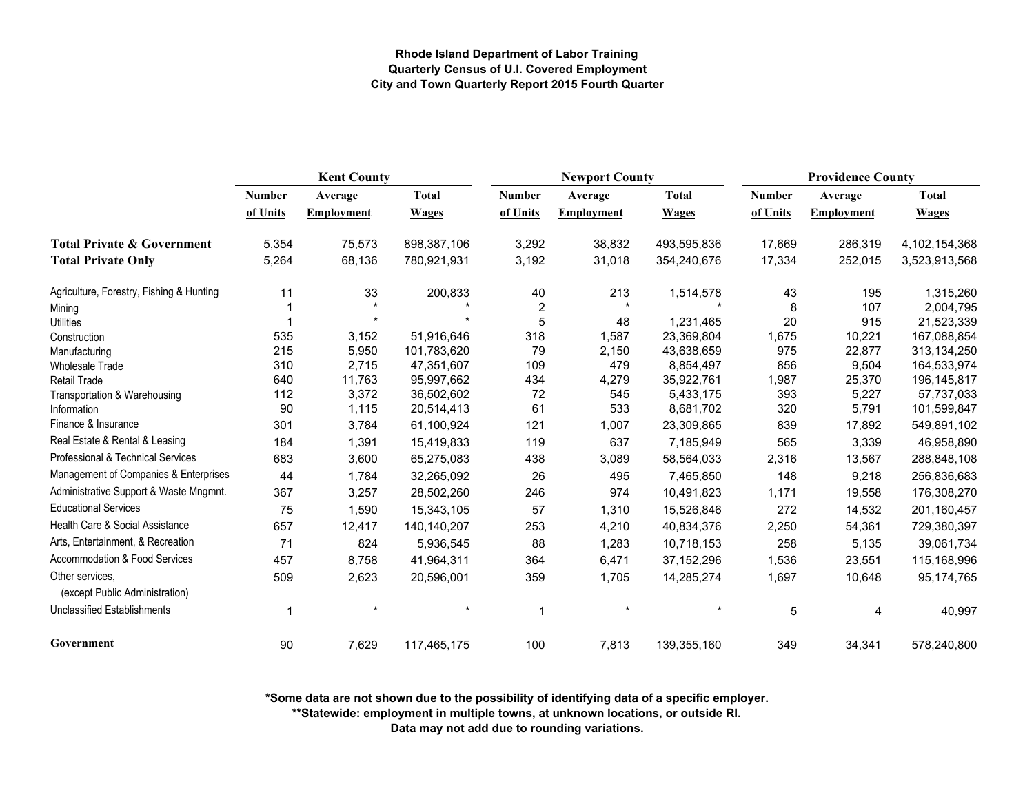**Rhode Island Department of Labor Training**
**Quarterly Census of U.I. Covered Employment**
**City and Town Quarterly Report 2015 Fourth Quarter**

| | Kent County | | | Newport County | | | Providence County | | |
|---|---|---|---|---|---|---|---|---|---|
| | Number of Units | Average Employment | Total Wages | Number of Units | Average Employment | Total Wages | Number of Units | Average Employment | Total Wages |
| **Total Private & Government** | 5,354 | 75,573 | 898,387,106 | 3,292 | 38,832 | 493,595,836 | 17,669 | 286,319 | 4,102,154,368 |
| **Total Private Only** | 5,264 | 68,136 | 780,921,931 | 3,192 | 31,018 | 354,240,676 | 17,334 | 252,015 | 3,523,913,568 |
| Agriculture, Forestry, Fishing & Hunting | 11 | 33 | 200,833 | 40 | 213 | 1,514,578 | 43 | 195 | 1,315,260 |
| Mining | 1 | * | * | 2 | * | * | 8 | 107 | 2,004,795 |
| Utilities | 1 | * | * | 5 | 48 | 1,231,465 | 20 | 915 | 21,523,339 |
| Construction | 535 | 3,152 | 51,916,646 | 318 | 1,587 | 23,369,804 | 1,675 | 10,221 | 167,088,854 |
| Manufacturing | 215 | 5,950 | 101,783,620 | 79 | 2,150 | 43,638,659 | 975 | 22,877 | 313,134,250 |
| Wholesale Trade | 310 | 2,715 | 47,351,607 | 109 | 479 | 8,854,497 | 856 | 9,504 | 164,533,974 |
| Retail Trade | 640 | 11,763 | 95,997,662 | 434 | 4,279 | 35,922,761 | 1,987 | 25,370 | 196,145,817 |
| Transportation & Warehousing | 112 | 3,372 | 36,502,602 | 72 | 545 | 5,433,175 | 393 | 5,227 | 57,737,033 |
| Information | 90 | 1,115 | 20,514,413 | 61 | 533 | 8,681,702 | 320 | 5,791 | 101,599,847 |
| Finance & Insurance | 301 | 3,784 | 61,100,924 | 121 | 1,007 | 23,309,865 | 839 | 17,892 | 549,891,102 |
| Real Estate & Rental & Leasing | 184 | 1,391 | 15,419,833 | 119 | 637 | 7,185,949 | 565 | 3,339 | 46,958,890 |
| Professional & Technical Services | 683 | 3,600 | 65,275,083 | 438 | 3,089 | 58,564,033 | 2,316 | 13,567 | 288,848,108 |
| Management of Companies & Enterprises | 44 | 1,784 | 32,265,092 | 26 | 495 | 7,465,850 | 148 | 9,218 | 256,836,683 |
| Administrative Support & Waste Mngmnt. | 367 | 3,257 | 28,502,260 | 246 | 974 | 10,491,823 | 1,171 | 19,558 | 176,308,270 |
| Educational Services | 75 | 1,590 | 15,343,105 | 57 | 1,310 | 15,526,846 | 272 | 14,532 | 201,160,457 |
| Health Care & Social Assistance | 657 | 12,417 | 140,140,207 | 253 | 4,210 | 40,834,376 | 2,250 | 54,361 | 729,380,397 |
| Arts, Entertainment, & Recreation | 71 | 824 | 5,936,545 | 88 | 1,283 | 10,718,153 | 258 | 5,135 | 39,061,734 |
| Accommodation & Food Services | 457 | 8,758 | 41,964,311 | 364 | 6,471 | 37,152,296 | 1,536 | 23,551 | 115,168,996 |
| Other services, (except Public Administration) | 509 | 2,623 | 20,596,001 | 359 | 1,705 | 14,285,274 | 1,697 | 10,648 | 95,174,765 |
| Unclassified Establishments | 1 | * | * | 1 | * | * | 5 | 4 | 40,997 |
| **Government** | 90 | 7,629 | 117,465,175 | 100 | 7,813 | 139,355,160 | 349 | 34,341 | 578,240,800 |

**\*Some data are not shown due to the possibility of identifying data of a specific employer.**
**\*\*Statewide: employment in multiple towns, at unknown locations, or outside RI.**
**Data may not add due to rounding variations.**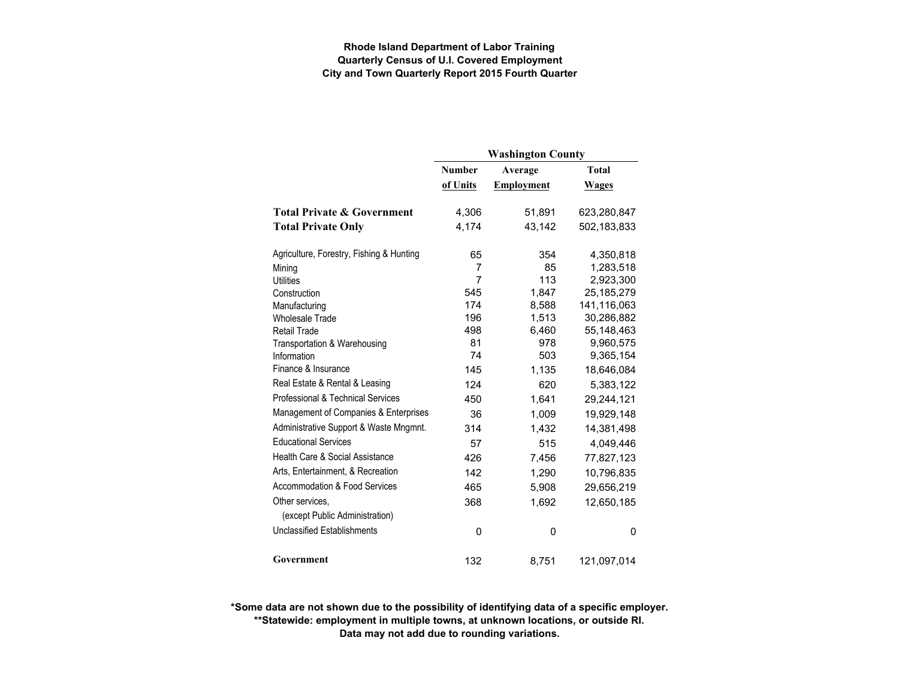**Rhode Island Department of Labor Training**
**Quarterly Census of U.I. Covered Employment**
**City and Town Quarterly Report 2015 Fourth Quarter**

| | Washington County | | |
|---|---|---|---|
| | Number of Units | Average Employment | Total Wages |
| **Total Private & Government** | 4,306 | 51,891 | 623,280,847 |
| **Total Private Only** | 4,174 | 43,142 | 502,183,833 |
| Agriculture, Forestry, Fishing & Hunting | 65 | 354 | 4,350,818 |
| Mining | 7 | 85 | 1,283,518 |
| Utilities | 7 | 113 | 2,923,300 |
| Construction | 545 | 1,847 | 25,185,279 |
| Manufacturing | 174 | 8,588 | 141,116,063 |
| Wholesale Trade | 196 | 1,513 | 30,286,882 |
| Retail Trade | 498 | 6,460 | 55,148,463 |
| Transportation & Warehousing | 81 | 978 | 9,960,575 |
| Information | 74 | 503 | 9,365,154 |
| Finance & Insurance | 145 | 1,135 | 18,646,084 |
| Real Estate & Rental & Leasing | 124 | 620 | 5,383,122 |
| Professional & Technical Services | 450 | 1,641 | 29,244,121 |
| Management of Companies & Enterprises | 36 | 1,009 | 19,929,148 |
| Administrative Support & Waste Mngmnt. | 314 | 1,432 | 14,381,498 |
| Educational Services | 57 | 515 | 4,049,446 |
| Health Care & Social Assistance | 426 | 7,456 | 77,827,123 |
| Arts, Entertainment, & Recreation | 142 | 1,290 | 10,796,835 |
| Accommodation & Food Services | 465 | 5,908 | 29,656,219 |
| Other services, (except Public Administration) | 368 | 1,692 | 12,650,185 |
| Unclassified Establishments | 0 | 0 | 0 |
| **Government** | 132 | 8,751 | 121,097,014 |

**\*Some data are not shown due to the possibility of identifying data of a specific employer.**
**\*\*Statewide: employment in multiple towns, at unknown locations, or outside RI.**
**Data may not add due to rounding variations.**